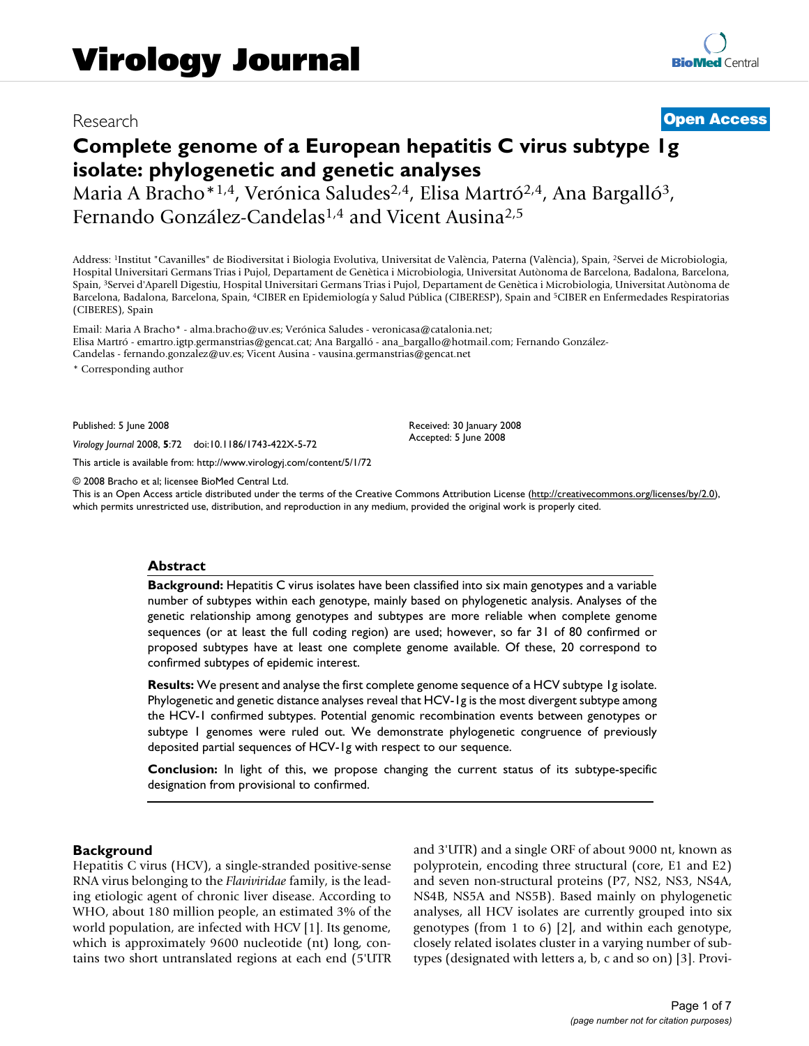# Complete genome of a European hepatitis C virus subtype 1g isolate: phylogenetic and genetic analyses

Maria A Bracho*[1,4], Verónica Saludes[2,4], Elisa Martró[2,4], Ana Bargalló[3], Fernando González-Candelas[1,4] and Vicent Ausina[2,5]

Address: [1]Institut "Cavanilles" de Biodiversitat i Biologia Evolutiva, Universitat de València, Paterna (València), Spain, [2]Servei de Microbiologia, Hospital Universitari Germans Trias i Pujol, Departament de Genètica i Microbiologia, Universitat Autònoma de Barcelona, Badalona, Barcelona, Spain, [3]Servei d'Aparell Digestiu, Hospital Universitari Germans Trias i Pujol, Departament de Genètica i Microbiologia, Universitat Autònoma de Barcelona, Badalona, Barcelona, Spain, [4]CIBER en Epidemiología y Salud Pública (CIBERESP), Spain and [5]CIBER en Enfermedades Respiratorias (CIBERES), Spain

Email: Maria A Bracho* - alma.bracho@uv.es; Verónica Saludes - veronicasa@catalonia.net; Elisa Martró - emartro.igtp.germanstrias@gencat.cat; Ana Bargalló - ana_bargallo@hotmail.com; Fernando González-Candelas - fernando.gonzalez@uv.es; Vicent Ausina - vausina.germanstrias@gencat.net

* Corresponding author

Published: 5 June 2008

*Virology Journal* 2008, **5**:72 doi:10.1186/1743-422X-5-72

Received: 30 January 2008
Accepted: 5 June 2008

This article is available from: http://www.virologyj.com/content/5/1/72

© 2008 Bracho et al; licensee BioMed Central Ltd.
This is an Open Access article distributed under the terms of the Creative Commons Attribution License (http://creativecommons.org/licenses/by/2.0), which permits unrestricted use, distribution, and reproduction in any medium, provided the original work is properly cited.

## Abstract

**Background:** Hepatitis C virus isolates have been classified into six main genotypes and a variable number of subtypes within each genotype, mainly based on phylogenetic analysis. Analyses of the genetic relationship among genotypes and subtypes are more reliable when complete genome sequences (or at least the full coding region) are used; however, so far 31 of 80 confirmed or proposed subtypes have at least one complete genome available. Of these, 20 correspond to confirmed subtypes of epidemic interest.

**Results:** We present and analyse the first complete genome sequence of a HCV subtype 1g isolate. Phylogenetic and genetic distance analyses reveal that HCV-1g is the most divergent subtype among the HCV-1 confirmed subtypes. Potential genomic recombination events between genotypes or subtype 1 genomes were ruled out. We demonstrate phylogenetic congruence of previously deposited partial sequences of HCV-1g with respect to our sequence.

**Conclusion:** In light of this, we propose changing the current status of its subtype-specific designation from provisional to confirmed.

## Background

Hepatitis C virus (HCV), a single-stranded positive-sense RNA virus belonging to the *Flaviviridae* family, is the leading etiologic agent of chronic liver disease. According to WHO, about 180 million people, an estimated 3% of the world population, are infected with HCV [1]. Its genome, which is approximately 9600 nucleotide (nt) long, contains two short untranslated regions at each end (5'UTR and 3'UTR) and a single ORF of about 9000 nt, known as polyprotein, encoding three structural (core, E1 and E2) and seven non-structural proteins (P7, NS2, NS3, NS4A, NS4B, NS5A and NS5B). Based mainly on phylogenetic analyses, all HCV isolates are currently grouped into six genotypes (from 1 to 6) [2], and within each genotype, closely related isolates cluster in a varying number of subtypes (designated with letters a, b, c and so on) [3]. Provi-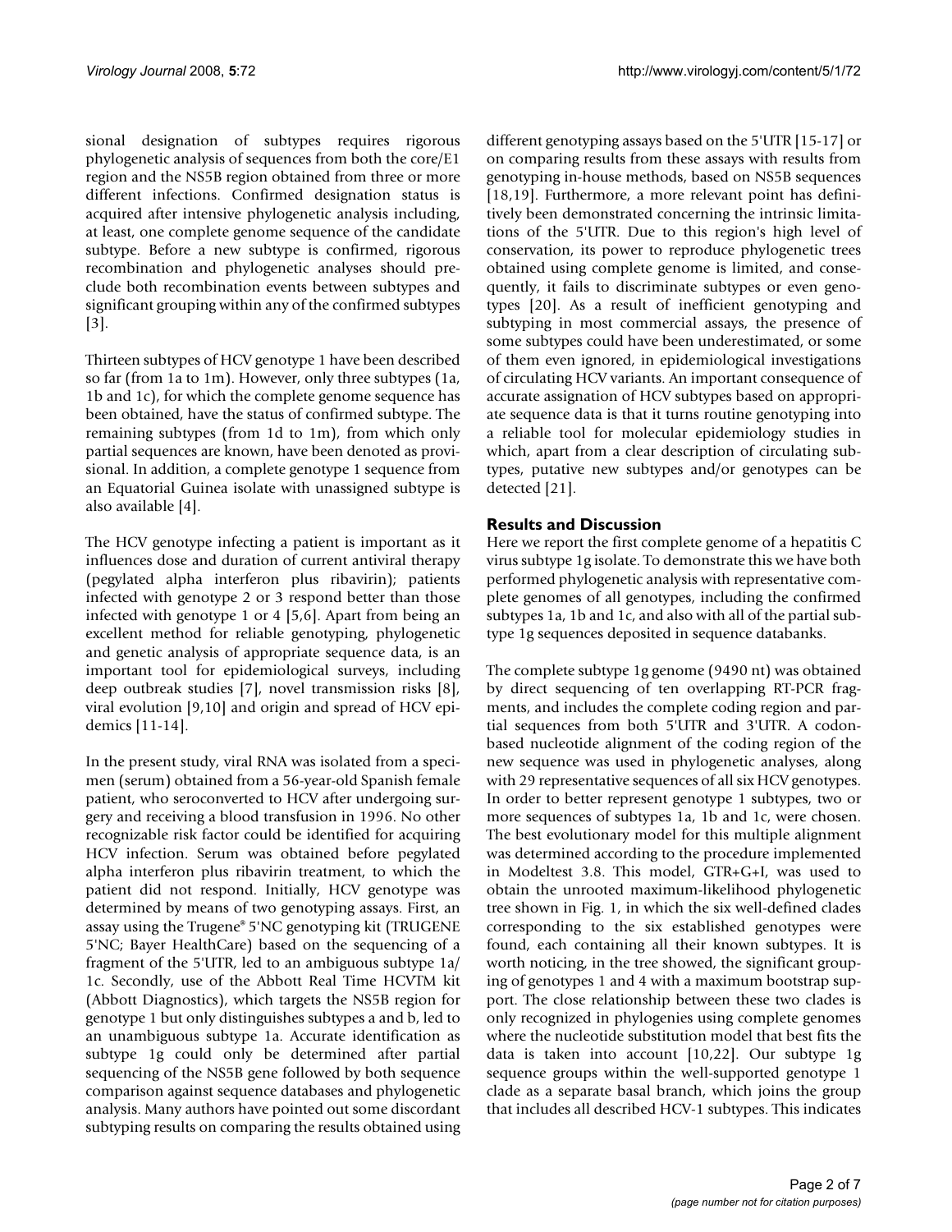sional designation of subtypes requires rigorous phylogenetic analysis of sequences from both the core/E1 region and the NS5B region obtained from three or more different infections. Confirmed designation status is acquired after intensive phylogenetic analysis including, at least, one complete genome sequence of the candidate subtype. Before a new subtype is confirmed, rigorous recombination and phylogenetic analyses should preclude both recombination events between subtypes and significant grouping within any of the confirmed subtypes [3].

Thirteen subtypes of HCV genotype 1 have been described so far (from 1a to 1m). However, only three subtypes (1a, 1b and 1c), for which the complete genome sequence has been obtained, have the status of confirmed subtype. The remaining subtypes (from 1d to 1m), from which only partial sequences are known, have been denoted as provisional. In addition, a complete genotype 1 sequence from an Equatorial Guinea isolate with unassigned subtype is also available [4].

The HCV genotype infecting a patient is important as it influences dose and duration of current antiviral therapy (pegylated alpha interferon plus ribavirin); patients infected with genotype 2 or 3 respond better than those infected with genotype 1 or 4 [5,6]. Apart from being an excellent method for reliable genotyping, phylogenetic and genetic analysis of appropriate sequence data, is an important tool for epidemiological surveys, including deep outbreak studies [7], novel transmission risks [8], viral evolution [9,10] and origin and spread of HCV epidemics [11-14].

In the present study, viral RNA was isolated from a specimen (serum) obtained from a 56-year-old Spanish female patient, who seroconverted to HCV after undergoing surgery and receiving a blood transfusion in 1996. No other recognizable risk factor could be identified for acquiring HCV infection. Serum was obtained before pegylated alpha interferon plus ribavirin treatment, to which the patient did not respond. Initially, HCV genotype was determined by means of two genotyping assays. First, an assay using the Trugene® 5'NC genotyping kit (TRUGENE 5'NC; Bayer HealthCare) based on the sequencing of a fragment of the 5'UTR, led to an ambiguous subtype 1a/1c. Secondly, use of the Abbott Real Time HCVTM kit (Abbott Diagnostics), which targets the NS5B region for genotype 1 but only distinguishes subtypes a and b, led to an unambiguous subtype 1a. Accurate identification as subtype 1g could only be determined after partial sequencing of the NS5B gene followed by both sequence comparison against sequence databases and phylogenetic analysis. Many authors have pointed out some discordant subtyping results on comparing the results obtained using different genotyping assays based on the 5'UTR [15-17] or on comparing results from these assays with results from genotyping in-house methods, based on NS5B sequences [18,19]. Furthermore, a more relevant point has definitively been demonstrated concerning the intrinsic limitations of the 5'UTR. Due to this region's high level of conservation, its power to reproduce phylogenetic trees obtained using complete genome is limited, and consequently, it fails to discriminate subtypes or even genotypes [20]. As a result of inefficient genotyping and subtyping in most commercial assays, the presence of some subtypes could have been underestimated, or some of them even ignored, in epidemiological investigations of circulating HCV variants. An important consequence of accurate assignation of HCV subtypes based on appropriate sequence data is that it turns routine genotyping into a reliable tool for molecular epidemiology studies in which, apart from a clear description of circulating subtypes, putative new subtypes and/or genotypes can be detected [21].

## Results and Discussion

Here we report the first complete genome of a hepatitis C virus subtype 1g isolate. To demonstrate this we have both performed phylogenetic analysis with representative complete genomes of all genotypes, including the confirmed subtypes 1a, 1b and 1c, and also with all of the partial subtype 1g sequences deposited in sequence databanks.

The complete subtype 1g genome (9490 nt) was obtained by direct sequencing of ten overlapping RT-PCR fragments, and includes the complete coding region and partial sequences from both 5'UTR and 3'UTR. A codon-based nucleotide alignment of the coding region of the new sequence was used in phylogenetic analyses, along with 29 representative sequences of all six HCV genotypes. In order to better represent genotype 1 subtypes, two or more sequences of subtypes 1a, 1b and 1c, were chosen. The best evolutionary model for this multiple alignment was determined according to the procedure implemented in Modeltest 3.8. This model, GTR+G+I, was used to obtain the unrooted maximum-likelihood phylogenetic tree shown in Fig. 1, in which the six well-defined clades corresponding to the six established genotypes were found, each containing all their known subtypes. It is worth noticing, in the tree showed, the significant grouping of genotypes 1 and 4 with a maximum bootstrap support. The close relationship between these two clades is only recognized in phylogenies using complete genomes where the nucleotide substitution model that best fits the data is taken into account [10,22]. Our subtype 1g sequence groups within the well-supported genotype 1 clade as a separate basal branch, which joins the group that includes all described HCV-1 subtypes. This indicates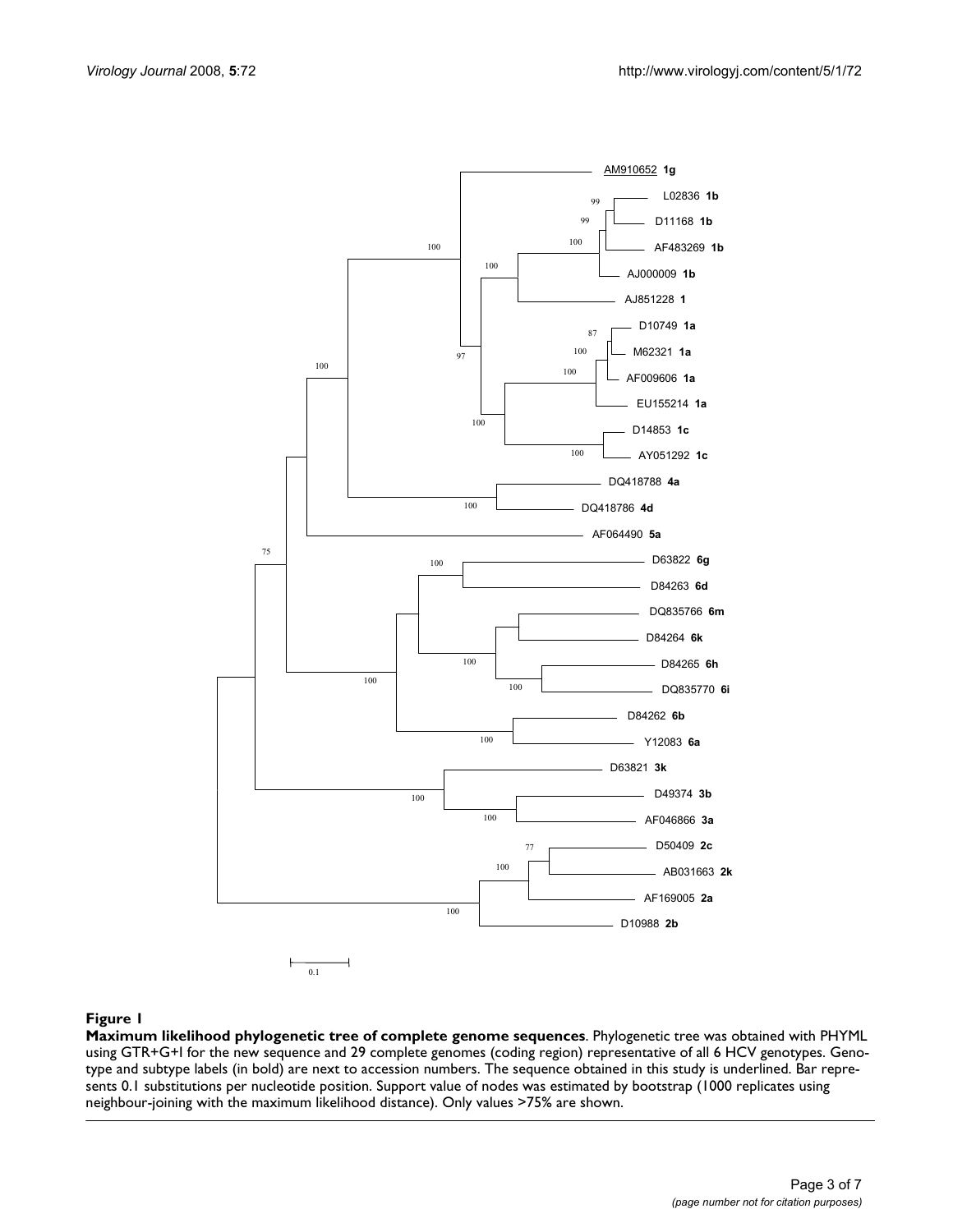**Figure 1**

**Maximum likelihood phylogenetic tree of complete genome sequences**. Phylogenetic tree was obtained with PHYML using GTR+G+I for the new sequence and 29 complete genomes (coding region) representative of all 6 HCV genotypes. Genotype and subtype labels (in bold) are next to accession numbers. The sequence obtained in this study is underlined. Bar represents 0.1 substitutions per nucleotide position. Support value of nodes was estimated by bootstrap (1000 replicates using neighbour-joining with the maximum likelihood distance). Only values >75% are shown.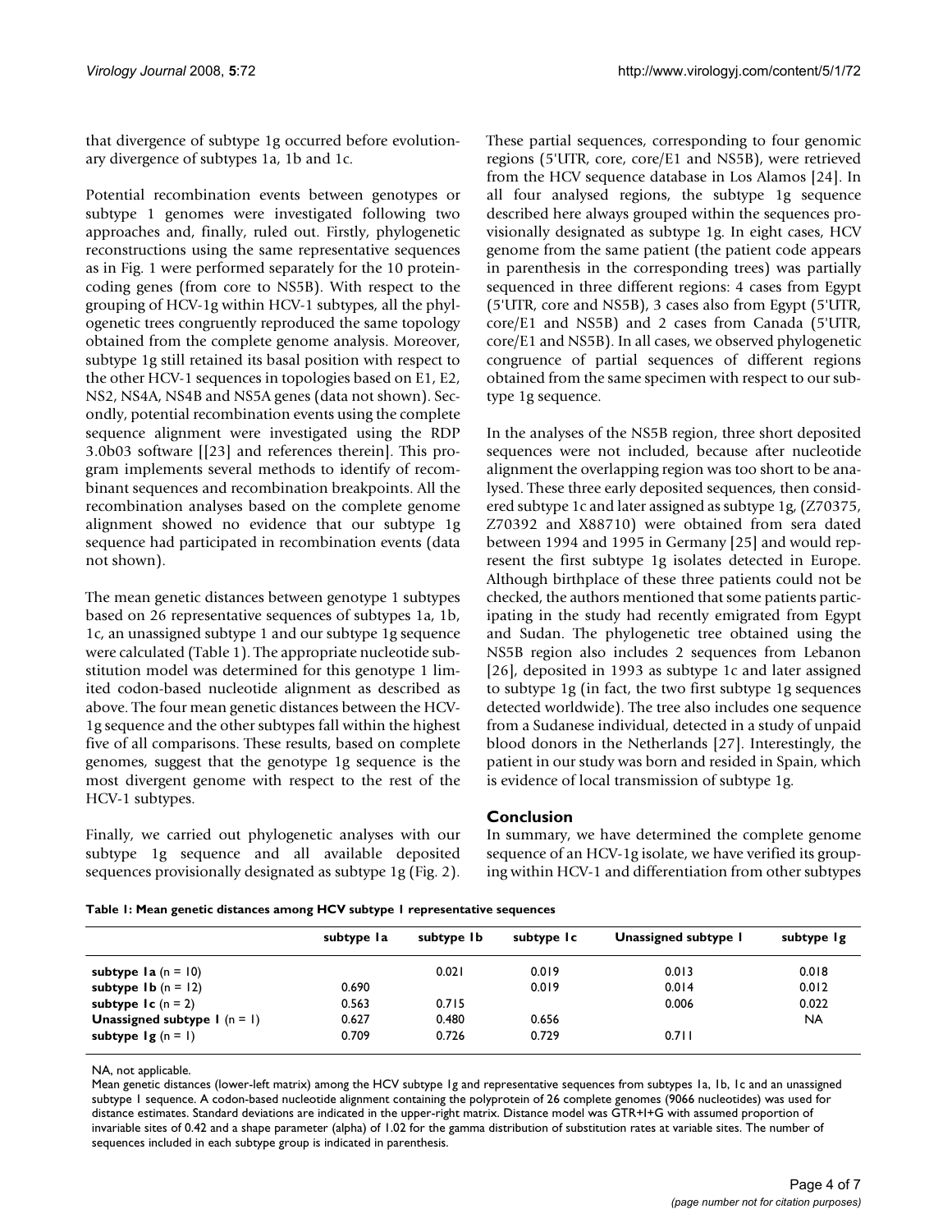that divergence of subtype 1g occurred before evolutionary divergence of subtypes 1a, 1b and 1c.

Potential recombination events between genotypes or subtype 1 genomes were investigated following two approaches and, finally, ruled out. Firstly, phylogenetic reconstructions using the same representative sequences as in Fig. 1 were performed separately for the 10 protein-coding genes (from core to NS5B). With respect to the grouping of HCV-1g within HCV-1 subtypes, all the phylogenetic trees congruently reproduced the same topology obtained from the complete genome analysis. Moreover, subtype 1g still retained its basal position with respect to the other HCV-1 sequences in topologies based on E1, E2, NS2, NS4A, NS4B and NS5A genes (data not shown). Secondly, potential recombination events using the complete sequence alignment were investigated using the RDP 3.0b03 software [[23] and references therein]. This program implements several methods to identify of recombinant sequences and recombination breakpoints. All the recombination analyses based on the complete genome alignment showed no evidence that our subtype 1g sequence had participated in recombination events (data not shown).

The mean genetic distances between genotype 1 subtypes based on 26 representative sequences of subtypes 1a, 1b, 1c, an unassigned subtype 1 and our subtype 1g sequence were calculated (Table 1). The appropriate nucleotide substitution model was determined for this genotype 1 limited codon-based nucleotide alignment as described as above. The four mean genetic distances between the HCV-1g sequence and the other subtypes fall within the highest five of all comparisons. These results, based on complete genomes, suggest that the genotype 1g sequence is the most divergent genome with respect to the rest of the HCV-1 subtypes.

Finally, we carried out phylogenetic analyses with our subtype 1g sequence and all available deposited sequences provisionally designated as subtype 1g (Fig. 2). These partial sequences, corresponding to four genomic regions (5'UTR, core, core/E1 and NS5B), were retrieved from the HCV sequence database in Los Alamos [24]. In all four analysed regions, the subtype 1g sequence described here always grouped within the sequences provisionally designated as subtype 1g. In eight cases, HCV genome from the same patient (the patient code appears in parenthesis in the corresponding trees) was partially sequenced in three different regions: 4 cases from Egypt (5'UTR, core and NS5B), 3 cases also from Egypt (5'UTR, core/E1 and NS5B) and 2 cases from Canada (5'UTR, core/E1 and NS5B). In all cases, we observed phylogenetic congruence of partial sequences of different regions obtained from the same specimen with respect to our subtype 1g sequence.

In the analyses of the NS5B region, three short deposited sequences were not included, because after nucleotide alignment the overlapping region was too short to be analysed. These three early deposited sequences, then considered subtype 1c and later assigned as subtype 1g, (Z70375, Z70392 and X88710) were obtained from sera dated between 1994 and 1995 in Germany [25] and would represent the first subtype 1g isolates detected in Europe. Although birthplace of these three patients could not be checked, the authors mentioned that some patients participating in the study had recently emigrated from Egypt and Sudan. The phylogenetic tree obtained using the NS5B region also includes 2 sequences from Lebanon [26], deposited in 1993 as subtype 1c and later assigned to subtype 1g (in fact, the two first subtype 1g sequences detected worldwide). The tree also includes one sequence from a Sudanese individual, detected in a study of unpaid blood donors in the Netherlands [27]. Interestingly, the patient in our study was born and resided in Spain, which is evidence of local transmission of subtype 1g.

## Conclusion

In summary, we have determined the complete genome sequence of an HCV-1g isolate, we have verified its grouping within HCV-1 and differentiation from other subtypes

**Table 1: Mean genetic distances among HCV subtype 1 representative sequences**

| | subtype 1a | subtype 1b | subtype 1c | Unassigned subtype 1 | subtype 1g |
|---|---|---|---|---|---|
| **subtype 1a** (n = 10) | | 0.021 | 0.019 | 0.013 | 0.018 |
| **subtype 1b** (n = 12) | 0.690 | | 0.019 | 0.014 | 0.012 |
| **subtype 1c** (n = 2) | 0.563 | 0.715 | | 0.006 | 0.022 |
| **Unassigned subtype 1** (n = 1) | 0.627 | 0.480 | 0.656 | | NA |
| **subtype 1g** (n = 1) | 0.709 | 0.726 | 0.729 | 0.711 | |

NA, not applicable.

Mean genetic distances (lower-left matrix) among the HCV subtype 1g and representative sequences from subtypes 1a, 1b, 1c and an unassigned subtype 1 sequence. A codon-based nucleotide alignment containing the polyprotein of 26 complete genomes (9066 nucleotides) was used for distance estimates. Standard deviations are indicated in the upper-right matrix. Distance model was GTR+I+G with assumed proportion of invariable sites of 0.42 and a shape parameter (alpha) of 1.02 for the gamma distribution of substitution rates at variable sites. The number of sequences included in each subtype group is indicated in parenthesis.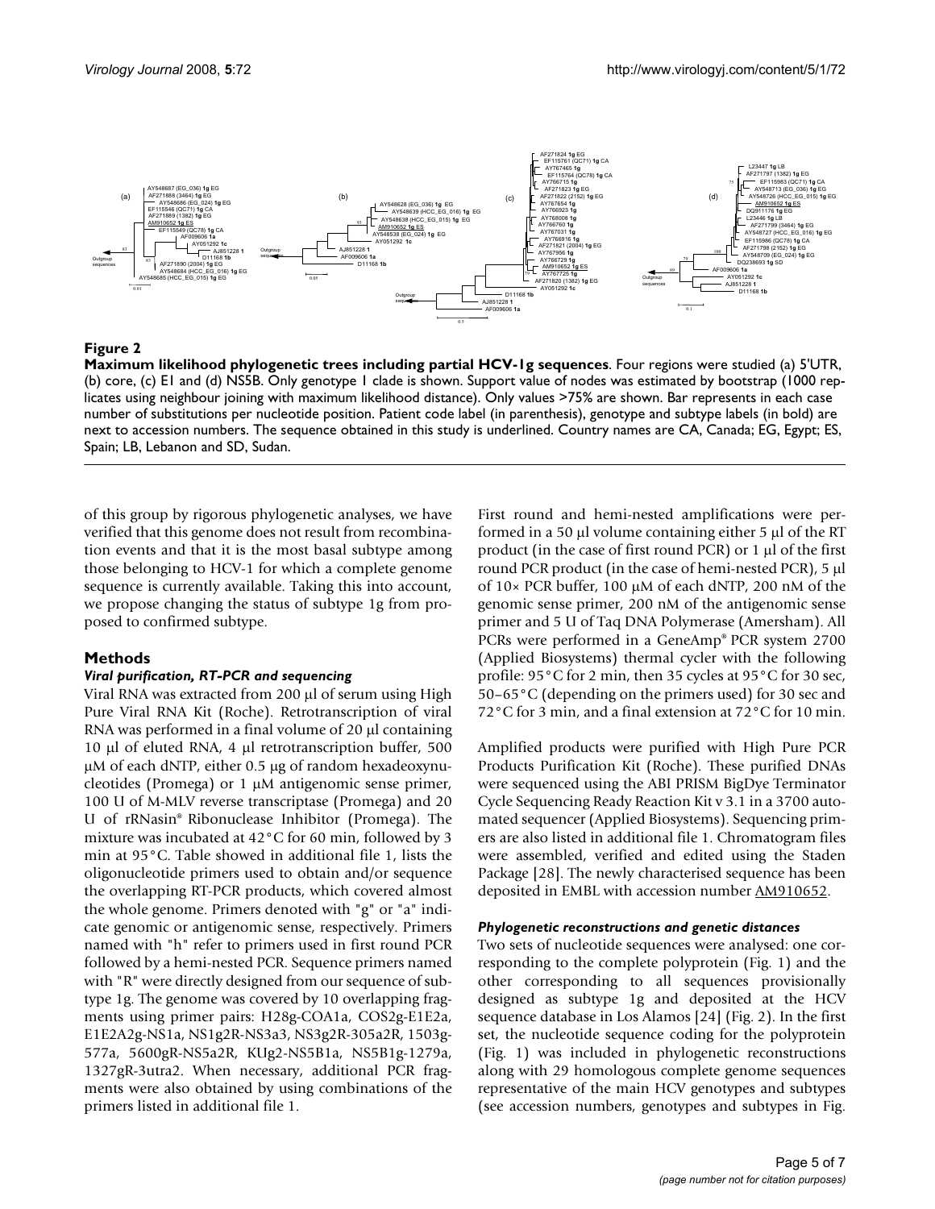**Figure 2**

**Maximum likelihood phylogenetic trees including partial HCV-1g sequences**. Four regions were studied (a) 5'UTR, (b) core, (c) E1 and (d) NS5B. Only genotype 1 clade is shown. Support value of nodes was estimated by bootstrap (1000 replicates using neighbour joining with maximum likelihood distance). Only values >75% are shown. Bar represents in each case number of substitutions per nucleotide position. Patient code label (in parenthesis), genotype and subtype labels (in bold) are next to accession numbers. The sequence obtained in this study is underlined. Country names are CA, Canada; EG, Egypt; ES, Spain; LB, Lebanon and SD, Sudan.

of this group by rigorous phylogenetic analyses, we have verified that this genome does not result from recombination events and that it is the most basal subtype among those belonging to HCV-1 for which a complete genome sequence is currently available. Taking this into account, we propose changing the status of subtype 1g from proposed to confirmed subtype.

## Methods

### *Viral purification, RT-PCR and sequencing*

Viral RNA was extracted from 200 μl of serum using High Pure Viral RNA Kit (Roche). Retrotranscription of viral RNA was performed in a final volume of 20 μl containing 10 μl of eluted RNA, 4 μl retrotranscription buffer, 500 μM of each dNTP, either 0.5 μg of random hexadeoxynucleotides (Promega) or 1 μM antigenomic sense primer, 100 U of M-MLV reverse transcriptase (Promega) and 20 U of rRNasin® Ribonuclease Inhibitor (Promega). The mixture was incubated at 42°C for 60 min, followed by 3 min at 95°C. Table showed in additional file 1, lists the oligonucleotide primers used to obtain and/or sequence the overlapping RT-PCR products, which covered almost the whole genome. Primers denoted with "g" or "a" indicate genomic or antigenomic sense, respectively. Primers named with "h" refer to primers used in first round PCR followed by a hemi-nested PCR. Sequence primers named with "R" were directly designed from our sequence of subtype 1g. The genome was covered by 10 overlapping fragments using primer pairs: H28g-COA1a, COS2g-E1E2a, E1E2A2g-NS1a, NS1g2R-NS3a3, NS3g2R-305a2R, 1503g-577a, 5600gR-NS5a2R, KUg2-NS5B1a, NS5B1g-1279a, 1327gR-3utra2. When necessary, additional PCR fragments were also obtained by using combinations of the primers listed in additional file 1.

First round and hemi-nested amplifications were performed in a 50 μl volume containing either 5 μl of the RT product (in the case of first round PCR) or 1 μl of the first round PCR product (in the case of hemi-nested PCR), 5 μl of 10× PCR buffer, 100 μM of each dNTP, 200 nM of the genomic sense primer, 200 nM of the antigenomic sense primer and 5 U of Taq DNA Polymerase (Amersham). All PCRs were performed in a GeneAmp® PCR system 2700 (Applied Biosystems) thermal cycler with the following profile: 95°C for 2 min, then 35 cycles at 95°C for 30 sec, 50–65°C (depending on the primers used) for 30 sec and 72°C for 3 min, and a final extension at 72°C for 10 min.

Amplified products were purified with High Pure PCR Products Purification Kit (Roche). These purified DNAs were sequenced using the ABI PRISM BigDye Terminator Cycle Sequencing Ready Reaction Kit v 3.1 in a 3700 automated sequencer (Applied Biosystems). Sequencing primers are also listed in additional file 1. Chromatogram files were assembled, verified and edited using the Staden Package [28]. The newly characterised sequence has been deposited in EMBL with accession number AM910652.

### *Phylogenetic reconstructions and genetic distances*

Two sets of nucleotide sequences were analysed: one corresponding to the complete polyprotein (Fig. 1) and the other corresponding to all sequences provisionally designed as subtype 1g and deposited at the HCV sequence database in Los Alamos [24] (Fig. 2). In the first set, the nucleotide sequence coding for the polyprotein (Fig. 1) was included in phylogenetic reconstructions along with 29 homologous complete genome sequences representative of the main HCV genotypes and subtypes (see accession numbers, genotypes and subtypes in Fig.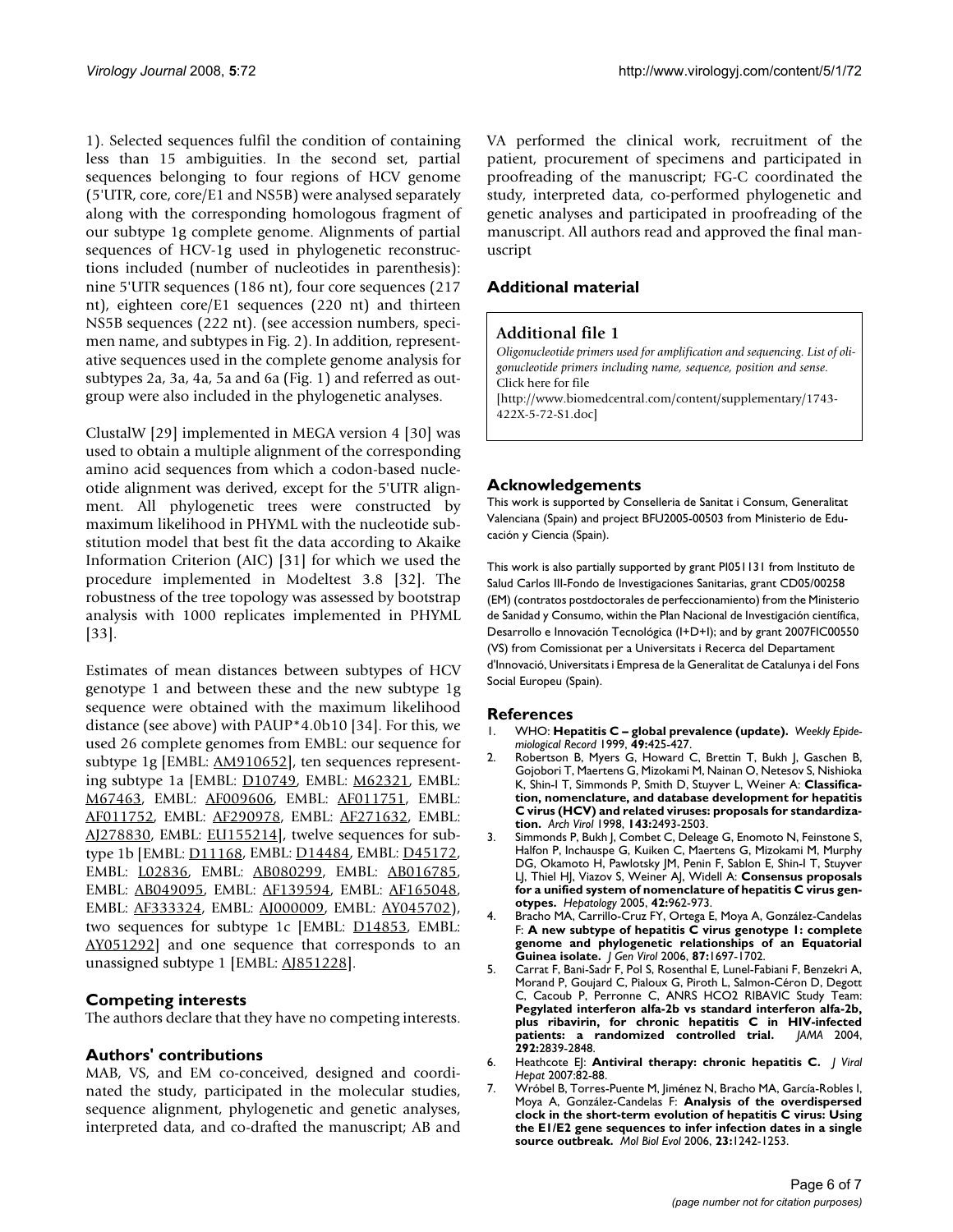1). Selected sequences fulfil the condition of containing less than 15 ambiguities. In the second set, partial sequences belonging to four regions of HCV genome (5'UTR, core, core/E1 and NS5B) were analysed separately along with the corresponding homologous fragment of our subtype 1g complete genome. Alignments of partial sequences of HCV-1g used in phylogenetic reconstructions included (number of nucleotides in parenthesis): nine 5'UTR sequences (186 nt), four core sequences (217 nt), eighteen core/E1 sequences (220 nt) and thirteen NS5B sequences (222 nt). (see accession numbers, specimen name, and subtypes in Fig. 2). In addition, representative sequences used in the complete genome analysis for subtypes 2a, 3a, 4a, 5a and 6a (Fig. 1) and referred as outgroup were also included in the phylogenetic analyses.

ClustalW [29] implemented in MEGA version 4 [30] was used to obtain a multiple alignment of the corresponding amino acid sequences from which a codon-based nucleotide alignment was derived, except for the 5'UTR alignment. All phylogenetic trees were constructed by maximum likelihood in PHYML with the nucleotide substitution model that best fit the data according to Akaike Information Criterion (AIC) [31] for which we used the procedure implemented in Modeltest 3.8 [32]. The robustness of the tree topology was assessed by bootstrap analysis with 1000 replicates implemented in PHYML [33].

Estimates of mean distances between subtypes of HCV genotype 1 and between these and the new subtype 1g sequence were obtained with the maximum likelihood distance (see above) with PAUP*4.0b10 [34]. For this, we used 26 complete genomes from EMBL: our sequence for subtype 1g [EMBL: AM910652], ten sequences representing subtype 1a [EMBL: D10749, EMBL: M62321, EMBL: M67463, EMBL: AF009606, EMBL: AF011751, EMBL: AF011752, EMBL: AF290978, EMBL: AF271632, EMBL: AJ278830, EMBL: EU155214], twelve sequences for subtype 1b [EMBL: D11168, EMBL: D14484, EMBL: D45172, EMBL: L02836, EMBL: AB080299, EMBL: AB016785, EMBL: AB049095, EMBL: AF139594, EMBL: AF165048, EMBL: AF333324, EMBL: AJ000009, EMBL: AY045702), two sequences for subtype 1c [EMBL: D14853, EMBL: AY051292] and one sequence that corresponds to an unassigned subtype 1 [EMBL: AJ851228].

## Competing interests

The authors declare that they have no competing interests.

## Authors' contributions

MAB, VS, and EM co-conceived, designed and coordinated the study, participated in the molecular studies, sequence alignment, phylogenetic and genetic analyses, interpreted data, and co-drafted the manuscript; AB and VA performed the clinical work, recruitment of the patient, procurement of specimens and participated in proofreading of the manuscript; FG-C coordinated the study, interpreted data, co-performed phylogenetic and genetic analyses and participated in proofreading of the manuscript. All authors read and approved the final manuscript

## Additional material

**Additional file 1**

*Oligonucleotide primers used for amplification and sequencing. List of oligonucleotide primers including name, sequence, position and sense.*
Click here for file
[http://www.biomedcentral.com/content/supplementary/1743-422X-5-72-S1.doc]

## Acknowledgements

This work is supported by Conselleria de Sanitat i Consum, Generalitat Valenciana (Spain) and project BFU2005-00503 from Ministerio de Educación y Ciencia (Spain).

This work is also partially supported by grant PI051131 from Instituto de Salud Carlos III-Fondo de Investigaciones Sanitarias, grant CD05/00258 (EM) (contratos postdoctorales de perfeccionamiento) from the Ministerio de Sanidad y Consumo, within the Plan Nacional de Investigación científica, Desarrollo e Innovación Tecnológica (I+D+I); and by grant 2007FIC00550 (VS) from Comissionat per a Universitats i Recerca del Departament d'Innovació, Universitats i Empresa de la Generalitat de Catalunya i del Fons Social Europeu (Spain).

## References

1. WHO: **Hepatitis C – global prevalence (update).** *Weekly Epidemiological Record* 1999, **49:**425-427.
2. Robertson B, Myers G, Howard C, Brettin T, Bukh J, Gaschen B, Gojobori T, Maertens G, Mizokami M, Nainan O, Netesov S, Nishioka K, Shin-I T, Simmonds P, Smith D, Stuyver L, Weiner A: **Classification, nomenclature, and database development for hepatitis C virus (HCV) and related viruses: proposals for standardization.** *Arch Virol* 1998, **143:**2493-2503.
3. Simmonds P, Bukh J, Combet C, Deleage G, Enomoto N, Feinstone S, Halfon P, Inchauspe G, Kuiken C, Maertens G, Mizokami M, Murphy DG, Okamoto H, Pawlotsky JM, Penin F, Sablon E, Shin-I T, Stuyver LJ, Thiel HJ, Viazov S, Weiner AJ, Widell A: **Consensus proposals for a unified system of nomenclature of hepatitis C virus genotypes.** *Hepatology* 2005, **42:**962-973.
4. Bracho MA, Carrillo-Cruz FY, Ortega E, Moya A, González-Candelas F: **A new subtype of hepatitis C virus genotype 1: complete genome and phylogenetic relationships of an Equatorial Guinea isolate.** *J Gen Virol* 2006, **87:**1697-1702.
5. Carrat F, Bani-Sadr F, Pol S, Rosenthal E, Lunel-Fabiani F, Benzekri A, Morand P, Goujard C, Pialoux G, Piroth L, Salmon-Céron D, Degott C, Cacoub P, Perronne C, ANRS HCO2 RIBAVIC Study Team: **Pegylated interferon alfa-2b vs standard interferon alfa-2b, plus ribavirin, for chronic hepatitis C in HIV-infected patients: a randomized controlled trial.** *JAMA* 2004, **292:**2839-2848.
6. Heathcote EJ: **Antiviral therapy: chronic hepatitis C.** *J Viral Hepat* 2007:82-88.
7. Wróbel B, Torres-Puente M, Jiménez N, Bracho MA, García-Robles I, Moya A, González-Candelas F: **Analysis of the overdispersed clock in the short-term evolution of hepatitis C virus: Using the E1/E2 gene sequences to infer infection dates in a single source outbreak.** *Mol Biol Evol* 2006, **23:**1242-1253.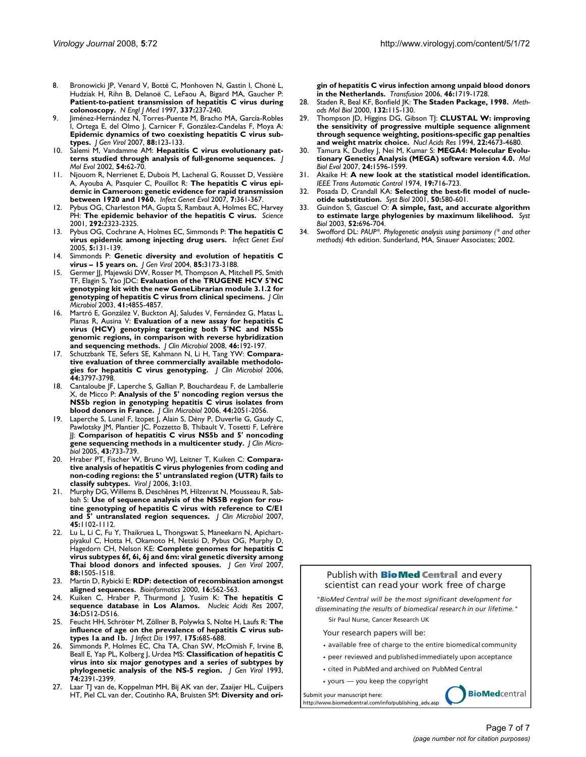8. Bronowicki JP, Venard V, Botté C, Monhoven N, Gastin I, Choné L, Hudziak H, Rihn B, Delanoë C, LeFaou A, Bigard MA, Gaucher P: **Patient-to-patient transmission of hepatitis C virus during colonoscopy.** *N Engl J Med* 1997, **337:**237-240.
9. Jiménez-Hernández N, Torres-Puente M, Bracho MA, García-Robles I, Ortega E, del Olmo J, Carnicer F, González-Candelas F, Moya A: **Epidemic dynamics of two coexisting hepatitis C virus subtypes.** *J Gen Virol* 2007, **88:**123-133.
10. Salemi M, Vandamme AM: **Hepatitis C virus evolutionary patterns studied through analysis of full-genome sequences.** *J Mol Evol* 2002, **54:**62-70.
11. Njouom R, Nerrienet E, Dubois M, Lachenal G, Rousset D, Vessière A, Ayouba A, Pasquier C, Pouillot R: **The hepatitis C virus epidemic in Cameroon: genetic evidence for rapid transmission between 1920 and 1960.** *Infect Genet Evol* 2007, **7:**361-367.
12. Pybus OG, Charleston MA, Gupta S, Rambaut A, Holmes EC, Harvey PH: **The epidemic behavior of the hepatitis C virus.** *Science* 2001, **292:**2323-2325.
13. Pybus OG, Cochrane A, Holmes EC, Simmonds P: **The hepatitis C virus epidemic among injecting drug users.** *Infect Genet Evol* 2005, **5:**131-139.
14. Simmonds P: **Genetic diversity and evolution of hepatitis C virus – 15 years on.** *J Gen Virol* 2004, **85:**3173-3188.
15. Germer JJ, Majewski DW, Rosser M, Thompson A, Mitchell PS, Smith TF, Elagin S, Yao JDC: **Evaluation of the TRUGENE HCV 5'NC genotyping kit with the new GeneLibrarian module 3.1.2 for genotyping of hepatitis C virus from clinical specimens.** *J Clin Microbiol* 2003, **41:**4855-4857.
16. Martró E, González V, Buckton AJ, Saludes V, Fernández G, Matas L, Planas R, Ausina V: **Evaluation of a new assay for hepatitis C virus (HCV) genotyping targeting both 5'NC and NS5b genomic regions, in comparison with reverse hybridization and sequencing methods.** *J Clin Microbiol* 2008, **46:**192-197.
17. Schutzbank TE, Sefers SE, Kahmann N, Li H, Tang YW: **Comparative evaluation of three commercially available methodologies for hepatitis C virus genotyping.** *J Clin Microbiol* 2006, **44:**3797-3798.
18. Cantaloube JF, Laperche S, Gallian P, Bouchardeau F, de Lamballerie X, de Micco P: **Analysis of the 5' noncoding region versus the NS5b region in genotyping hepatitis C virus isolates from blood donors in France.** *J Clin Microbiol* 2006, **44:**2051-2056.
19. Laperche S, Lunel F, Izopet J, Alain S, Dény P, Duverlie G, Gaudy C, Pawlotsky JM, Plantier JC, Pozzetto B, Thibault V, Tosetti F, Lefrère JJ: **Comparison of hepatitis C virus NS5b and 5' noncoding gene sequencing methods in a multicenter study.** *J Clin Microbiol* 2005, **43:**733-739.
20. Hraber PT, Fischer W, Bruno WJ, Leitner T, Kuiken C: **Comparative analysis of hepatitis C virus phylogenies from coding and non-coding regions: the 5' untranslated region (UTR) fails to classify subtypes.** *Virol J* 2006, **3:**103.
21. Murphy DG, Willems B, Deschênes M, Hilzenrat N, Mousseau R, Sabbah S: **Use of sequence analysis of the NS5B region for routine genotyping of hepatitis C virus with reference to C/E1 and 5' untranslated region sequences.** *J Clin Microbiol* 2007, **45:**1102-1112.
22. Lu L, Li C, Fu Y, Thaikruea L, Thongswat S, Maneekarn N, Apichartpiyakul C, Hotta H, Okamoto H, Netski D, Pybus OG, Murphy D, Hagedorn CH, Nelson KE: **Complete genomes for hepatitis C virus subtypes 6f, 6i, 6j and 6m: viral genetic diversity among Thai blood donors and infected spouses.** *J Gen Virol* 2007, **88:**1505-1518.
23. Martin D, Rybicki E: **RDP: detection of recombination amongst aligned sequences.** *Bioinformatics* 2000, **16:**562-563.
24. Kuiken C, Hraber P, Thurmond J, Yusim K: **The hepatitis C sequence database in Los Alamos.** *Nucleic Acids Res* 2007, **36:**D512-D516.
25. Feucht HH, Schröter M, Zöllner B, Polywka S, Nolte H, Laufs R: **The influence of age on the prevalence of hepatitis C virus subtypes 1a and 1b.** *J Infect Dis* 1997, **175:**685-688.
26. Simmonds P, Holmes EC, Cha TA, Chan SW, McOmish F, Irvine B, Beall E, Yap PL, Kolberg J, Urdea MS: **Classification of hepatitis C virus into six major genotypes and a series of subtypes by phylogenetic analysis of the NS-5 region.** *J Gen Virol* 1993, **74:**2391-2399.
27. Laar TJ van de, Koppelman MH, Bij AK van der, Zaaijer HL, Cuijpers HT, Piel CL van der, Coutinho RA, Bruisten SM: **Diversity and origin of hepatitis C virus infection among unpaid blood donors in the Netherlands.** *Transfusion* 2006, **46:**1719-1728.
28. Staden R, Beal KF, Bonfield JK: **The Staden Package, 1998.** *Methods Mol Biol* 2000, **132:**115-130.
29. Thompson JD, Higgins DG, Gibson TJ: **CLUSTAL W: improving the sensitivity of progressive multiple sequence alignment through sequence weighting, positions-specific gap penalties and weight matrix choice.** *Nucl Acids Res* 1994, **22:**4673-4680.
30. Tamura K, Dudley J, Nei M, Kumar S: **MEGA4: Molecular Evolutionary Genetics Analysis (MEGA) software version 4.0.** *Mol Biol Evol* 2007, **24:**1596-1599.
31. Akaike H: **A new look at the statistical model identification.** *IEEE Trans Automatic Control* 1974, **19:**716-723.
32. Posada D, Crandall KA: **Selecting the best-fit model of nucleotide substitution.** *Syst Biol* 2001, **50:**580-601.
33. Guindon S, Gascuel O: **A simple, fast, and accurate algorithm to estimate large phylogenies by maximum likelihood.** *Syst Biol* 2003, **52:**696-704.
34. Swofford DL: *PAUP\*. Phylogenetic analysis using parsimony (\* and other methods)* 4th edition. Sunderland, MA, Sinauer Associates; 2002.

Publish with **BioMed Central** and every scientist can read your work free of charge

*"BioMed Central will be the most significant development for disseminating the results of biomedical research in our lifetime."*

Sir Paul Nurse, Cancer Research UK

Your research papers will be:

- available free of charge to the entire biomedical community
- peer reviewed and published immediately upon acceptance
- cited in PubMed and archived on PubMed Central
- yours — you keep the copyright

Submit your manuscript here:
http://www.biomedcentral.com/info/publishing_adv.asp

BioMedcentral